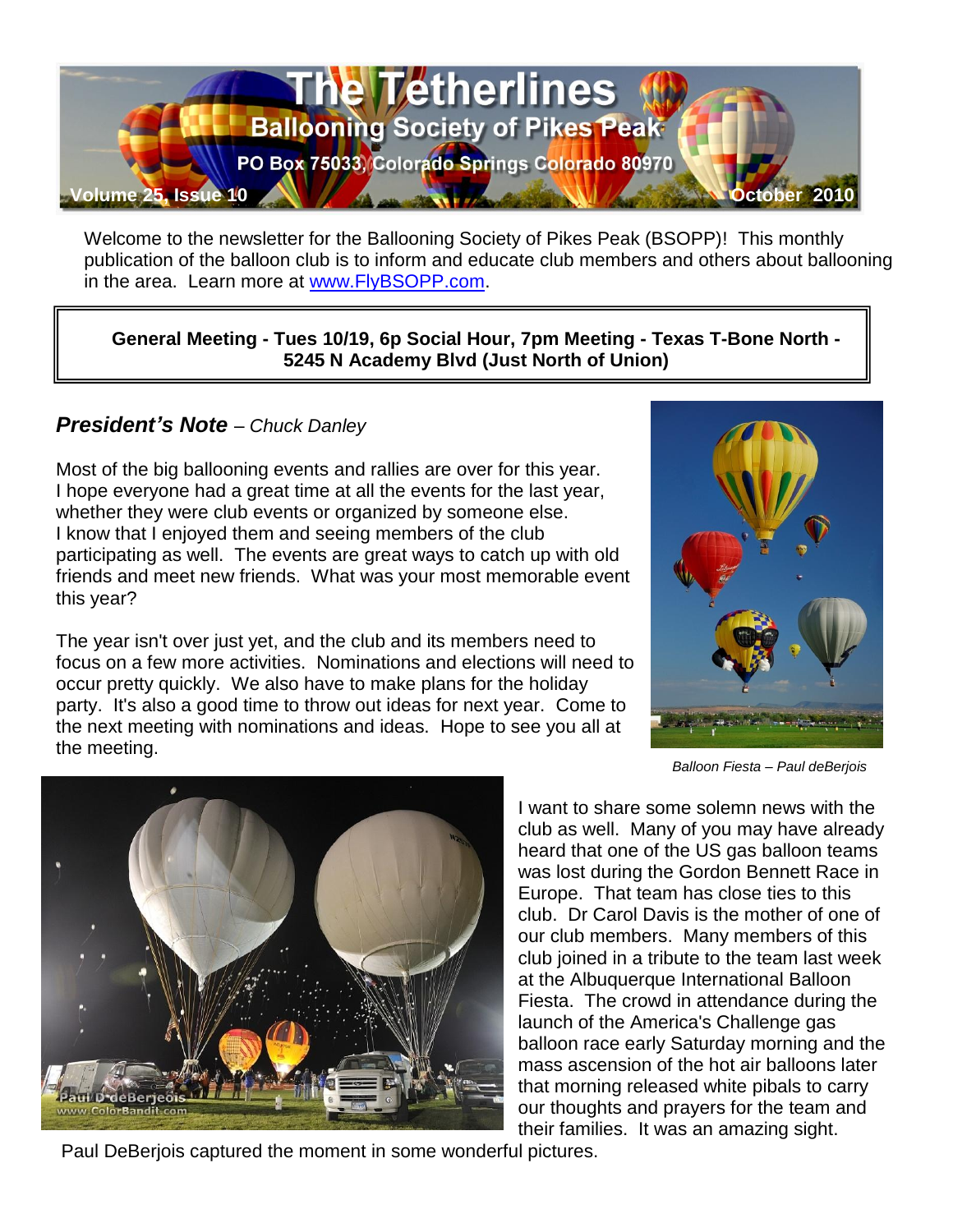# The Tetherlines

## Ballooning Society of Pikes Peak

PO Box 75033, Colorado Springs Colorado 80970

Volume 25, Issue 10 — October 2010

Welcome to the newsletter for the Ballooning Society of Pikes Peak (BSOPP)! This monthly publication of the balloon club is to inform and educate club members and others about ballooning in the area. Learn more at www.FlyBSOPP.com.

**General Meeting - Tues 10/19, 6p Social Hour, 7pm Meeting - Texas T-Bone North - 5245 N Academy Blvd (Just North of Union)**

## ***President's Note*** – *Chuck Danley*

Most of the big ballooning events and rallies are over for this year. I hope everyone had a great time at all the events for the last year, whether they were club events or organized by someone else. I know that I enjoyed them and seeing members of the club participating as well. The events are great ways to catch up with old friends and meet new friends. What was your most memorable event this year?

The year isn't over just yet, and the club and its members need to focus on a few more activities. Nominations and elections will need to occur pretty quickly. We also have to make plans for the holiday party. It's also a good time to throw out ideas for next year. Come to the next meeting with nominations and ideas. Hope to see you all at the meeting.

*Balloon Fiesta – Paul deBerjois*

I want to share some solemn news with the club as well. Many of you may have already heard that one of the US gas balloon teams was lost during the Gordon Bennett Race in Europe. That team has close ties to this club. Dr Carol Davis is the mother of one of our club members. Many members of this club joined in a tribute to the team last week at the Albuquerque International Balloon Fiesta. The crowd in attendance during the launch of the America's Challenge gas balloon race early Saturday morning and the mass ascension of the hot air balloons later that morning released white pibals to carry our thoughts and prayers for the team and their families. It was an amazing sight. Paul DeBerjois captured the moment in some wonderful pictures.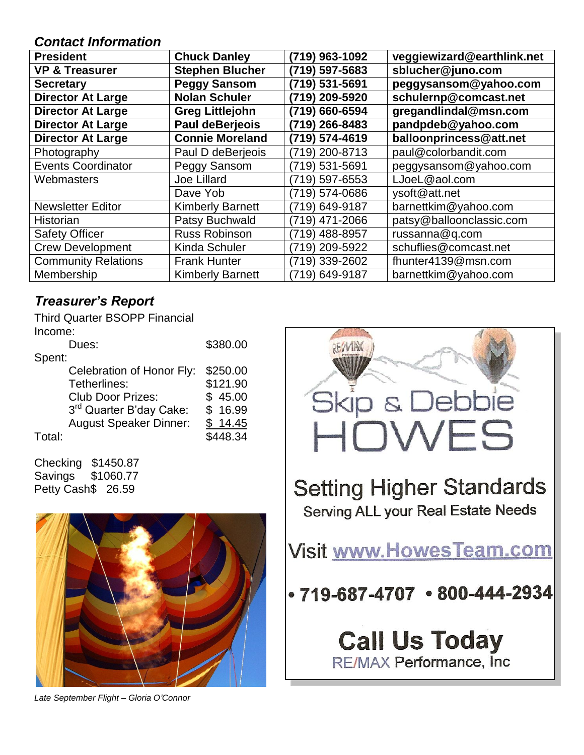### *Contact Information*

| | | | |
|---|---|---|---|
| **President** | **Chuck Danley** | **(719) 963-1092** | **veggiewizard@earthlink.net** |
| **VP & Treasurer** | **Stephen Blucher** | **(719) 597-5683** | **sblucher@juno.com** |
| **Secretary** | **Peggy Sansom** | **(719) 531-5691** | **peggysansom@yahoo.com** |
| **Director At Large** | **Nolan Schuler** | **(719) 209-5920** | **schulernp@comcast.net** |
| **Director At Large** | **Greg Littlejohn** | **(719) 660-6594** | **gregandlindal@msn.com** |
| **Director At Large** | **Paul deBerjeois** | **(719) 266-8483** | **pandpdeb@yahoo.com** |
| **Director At Large** | **Connie Moreland** | **(719) 574-4619** | **balloonprincess@att.net** |
| Photography | Paul D deBerjeois | (719) 200-8713 | paul@colorbandit.com |
| Events Coordinator | Peggy Sansom | (719) 531-5691 | peggysansom@yahoo.com |
| Webmasters | Joe Lillard | (719) 597-6553 | LJoeL@aol.com |
| | Dave Yob | (719) 574-0686 | ysoft@att.net |
| Newsletter Editor | Kimberly Barnett | (719) 649-9187 | barnettkim@yahoo.com |
| Historian | Patsy Buchwald | (719) 471-2066 | patsy@balloonclassic.com |
| Safety Officer | Russ Robinson | (719) 488-8957 | russanna@q.com |
| Crew Development | Kinda Schuler | (719) 209-5922 | schuflies@comcast.net |
| Community Relations | Frank Hunter | (719) 339-2602 | fhunter4139@msn.com |
| Membership | Kimberly Barnett | (719) 649-9187 | barnettkim@yahoo.com |

### *Treasurer's Report*

Third Quarter BSOPP Financial

Income:

| | |
|---|---|
| Dues: | $380.00 |

Spent:

| | |
|---|---|
| Celebration of Honor Fly: | $250.00 |
| Tetherlines: | $121.90 |
| Club Door Prizes: | $ 45.00 |
| 3rd Quarter B'day Cake: | $ 16.99 |
| August Speaker Dinner: | $ 14.45 |
| Total: | $448.34 |

Checking $1450.87
Savings $1060.77
Petty Cash $ 26.59

*Late September Flight – Gloria O'Connor*

Skip & Debbie HOWES

Setting Higher Standards
Serving ALL your Real Estate Needs

Visit www.HowesTeam.com

• 719-687-4707 • 800-444-2934

**Call Us Today**
RE/MAX Performance, Inc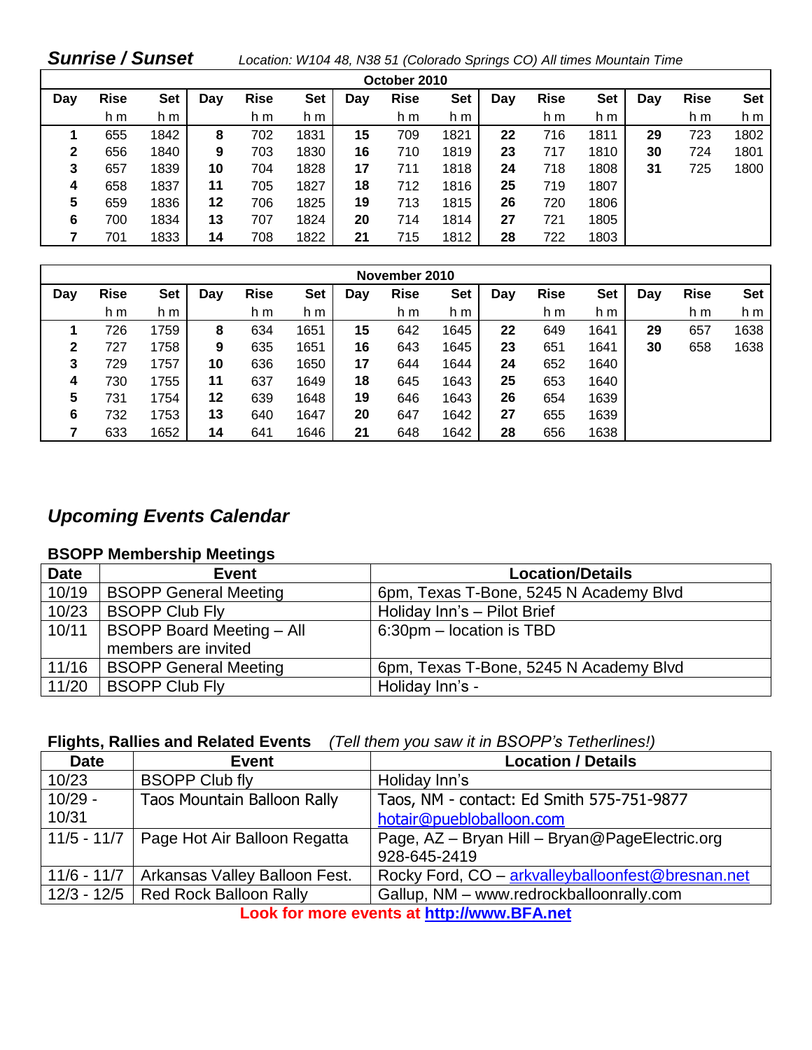## *Sunrise / Sunset*

*Location: W104 48, N38 51 (Colorado Springs CO) All times Mountain Time*

| October 2010 | | | | | | | | | | | | | | |
|---|---|---|---|---|---|---|---|---|---|---|---|---|---|---|
| **Day** | **Rise** | **Set** | **Day** | **Rise** | **Set** | **Day** | **Rise** | **Set** | **Day** | **Rise** | **Set** | **Day** | **Rise** | **Set** |
| | h m | h m | | h m | h m | | h m | h m | | h m | h m | | h m | h m |
| **1** | 655 | 1842 | **8** | 702 | 1831 | **15** | 709 | 1821 | **22** | 716 | 1811 | **29** | 723 | 1802 |
| **2** | 656 | 1840 | **9** | 703 | 1830 | **16** | 710 | 1819 | **23** | 717 | 1810 | **30** | 724 | 1801 |
| **3** | 657 | 1839 | **10** | 704 | 1828 | **17** | 711 | 1818 | **24** | 718 | 1808 | **31** | 725 | 1800 |
| **4** | 658 | 1837 | **11** | 705 | 1827 | **18** | 712 | 1816 | **25** | 719 | 1807 | | | |
| **5** | 659 | 1836 | **12** | 706 | 1825 | **19** | 713 | 1815 | **26** | 720 | 1806 | | | |
| **6** | 700 | 1834 | **13** | 707 | 1824 | **20** | 714 | 1814 | **27** | 721 | 1805 | | | |
| **7** | 701 | 1833 | **14** | 708 | 1822 | **21** | 715 | 1812 | **28** | 722 | 1803 | | | |

| November 2010 | | | | | | | | | | | | | | |
|---|---|---|---|---|---|---|---|---|---|---|---|---|---|---|
| **Day** | **Rise** | **Set** | **Day** | **Rise** | **Set** | **Day** | **Rise** | **Set** | **Day** | **Rise** | **Set** | **Day** | **Rise** | **Set** |
| | h m | h m | | h m | h m | | h m | h m | | h m | h m | | h m | h m |
| **1** | 726 | 1759 | **8** | 634 | 1651 | **15** | 642 | 1645 | **22** | 649 | 1641 | **29** | 657 | 1638 |
| **2** | 727 | 1758 | **9** | 635 | 1651 | **16** | 643 | 1645 | **23** | 651 | 1641 | **30** | 658 | 1638 |
| **3** | 729 | 1757 | **10** | 636 | 1650 | **17** | 644 | 1644 | **24** | 652 | 1640 | | | |
| **4** | 730 | 1755 | **11** | 637 | 1649 | **18** | 645 | 1643 | **25** | 653 | 1640 | | | |
| **5** | 731 | 1754 | **12** | 639 | 1648 | **19** | 646 | 1643 | **26** | 654 | 1639 | | | |
| **6** | 732 | 1753 | **13** | 640 | 1647 | **20** | 647 | 1642 | **27** | 655 | 1639 | | | |
| **7** | 633 | 1652 | **14** | 641 | 1646 | **21** | 648 | 1642 | **28** | 656 | 1638 | | | |

## *Upcoming Events Calendar*

### BSOPP Membership Meetings

| Date | Event | Location/Details |
|---|---|---|
| 10/19 | BSOPP General Meeting | 6pm, Texas T-Bone, 5245 N Academy Blvd |
| 10/23 | BSOPP Club Fly | Holiday Inn's – Pilot Brief |
| 10/11 | BSOPP Board Meeting – All members are invited | 6:30pm – location is TBD |
| 11/16 | BSOPP General Meeting | 6pm, Texas T-Bone, 5245 N Academy Blvd |
| 11/20 | BSOPP Club Fly | Holiday Inn's - |

### Flights, Rallies and Related Events *(Tell them you saw it in BSOPP's Tetherlines!)*

| Date | Event | Location / Details |
|---|---|---|
| 10/23 | BSOPP Club fly | Holiday Inn's |
| 10/29 - 10/31 | Taos Mountain Balloon Rally | Taos, NM - contact: Ed Smith 575-751-9877 hotair@puebloballoon.com |
| 11/5 - 11/7 | Page Hot Air Balloon Regatta | Page, AZ – Bryan Hill – Bryan@PageElectric.org 928-645-2419 |
| 11/6 - 11/7 | Arkansas Valley Balloon Fest. | Rocky Ford, CO – arkvalleyballoonfest@bresnan.net |
| 12/3 - 12/5 | Red Rock Balloon Rally | Gallup, NM – www.redrockballoonrally.com |

**Look for more events at http://www.BFA.net**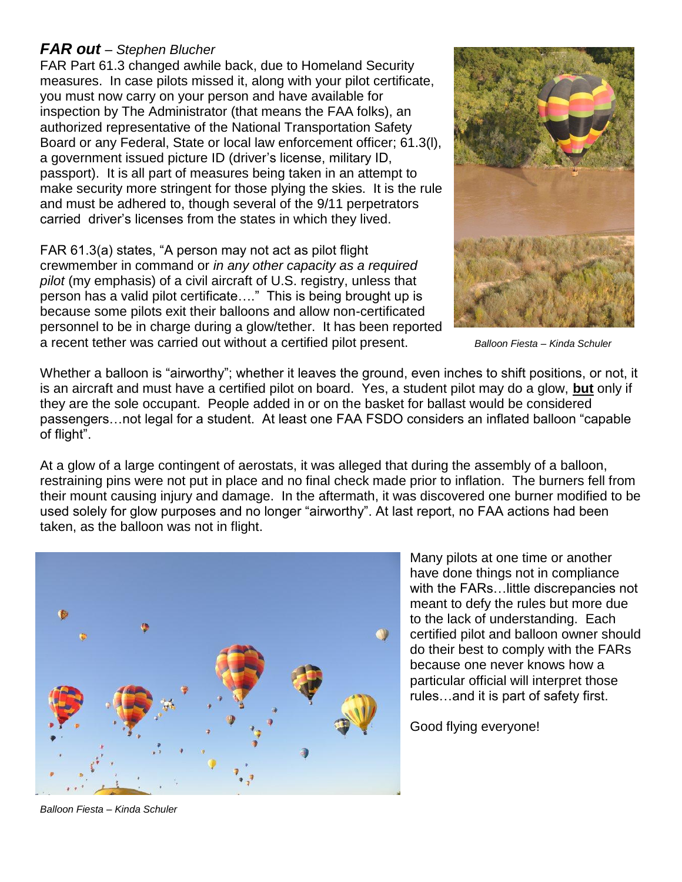## ***FAR out*** – *Stephen Blucher*

FAR Part 61.3 changed awhile back, due to Homeland Security measures. In case pilots missed it, along with your pilot certificate, you must now carry on your person and have available for inspection by The Administrator (that means the FAA folks), an authorized representative of the National Transportation Safety Board or any Federal, State or local law enforcement officer; 61.3(l), a government issued picture ID (driver's license, military ID, passport). It is all part of measures being taken in an attempt to make security more stringent for those plying the skies. It is the rule and must be adhered to, though several of the 9/11 perpetrators carried driver's licenses from the states in which they lived.

FAR 61.3(a) states, "A person may not act as pilot flight crewmember in command or *in any other capacity as a required pilot* (my emphasis) of a civil aircraft of U.S. registry, unless that person has a valid pilot certificate…." This is being brought up is because some pilots exit their balloons and allow non-certificated personnel to be in charge during a glow/tether. It has been reported a recent tether was carried out without a certified pilot present.

*Balloon Fiesta – Kinda Schuler*

Whether a balloon is "airworthy"; whether it leaves the ground, even inches to shift positions, or not, it is an aircraft and must have a certified pilot on board. Yes, a student pilot may do a glow, **but** only if they are the sole occupant. People added in or on the basket for ballast would be considered passengers…not legal for a student. At least one FAA FSDO considers an inflated balloon "capable of flight".

At a glow of a large contingent of aerostats, it was alleged that during the assembly of a balloon, restraining pins were not put in place and no final check made prior to inflation. The burners fell from their mount causing injury and damage. In the aftermath, it was discovered one burner modified to be used solely for glow purposes and no longer "airworthy". At last report, no FAA actions had been taken, as the balloon was not in flight.

Many pilots at one time or another have done things not in compliance with the FARs…little discrepancies not meant to defy the rules but more due to the lack of understanding. Each certified pilot and balloon owner should do their best to comply with the FARs because one never knows how a particular official will interpret those rules…and it is part of safety first.

Good flying everyone!

*Balloon Fiesta – Kinda Schuler*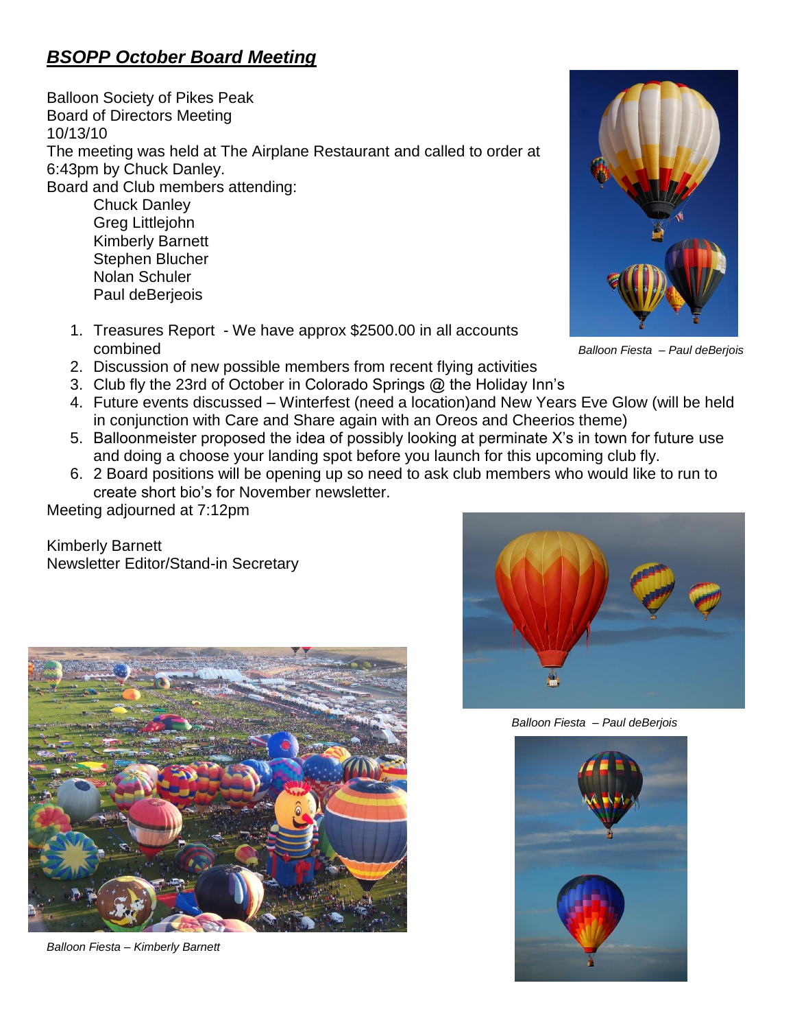## ***BSOPP October Board Meeting***

Balloon Society of Pikes Peak
Board of Directors Meeting
10/13/10
The meeting was held at The Airplane Restaurant and called to order at 6:43pm by Chuck Danley.
Board and Club members attending:

- Chuck Danley
- Greg Littlejohn
- Kimberly Barnett
- Stephen Blucher
- Nolan Schuler
- Paul deBerjeois

1. Treasures Report - We have approx $2500.00 in all accounts combined
2. Discussion of new possible members from recent flying activities
3. Club fly the 23rd of October in Colorado Springs @ the Holiday Inn's
4. Future events discussed – Winterfest (need a location)and New Years Eve Glow (will be held in conjunction with Care and Share again with an Oreos and Cheerios theme)
5. Balloonmeister proposed the idea of possibly looking at perminate X's in town for future use and doing a choose your landing spot before you launch for this upcoming club fly.
6. 2 Board positions will be opening up so need to ask club members who would like to run to create short bio's for November newsletter.

Meeting adjourned at 7:12pm

Kimberly Barnett
Newsletter Editor/Stand-in Secretary

*Balloon Fiesta – Paul deBerjois*

*Balloon Fiesta – Paul deBerjois*

*Balloon Fiesta – Kimberly Barnett*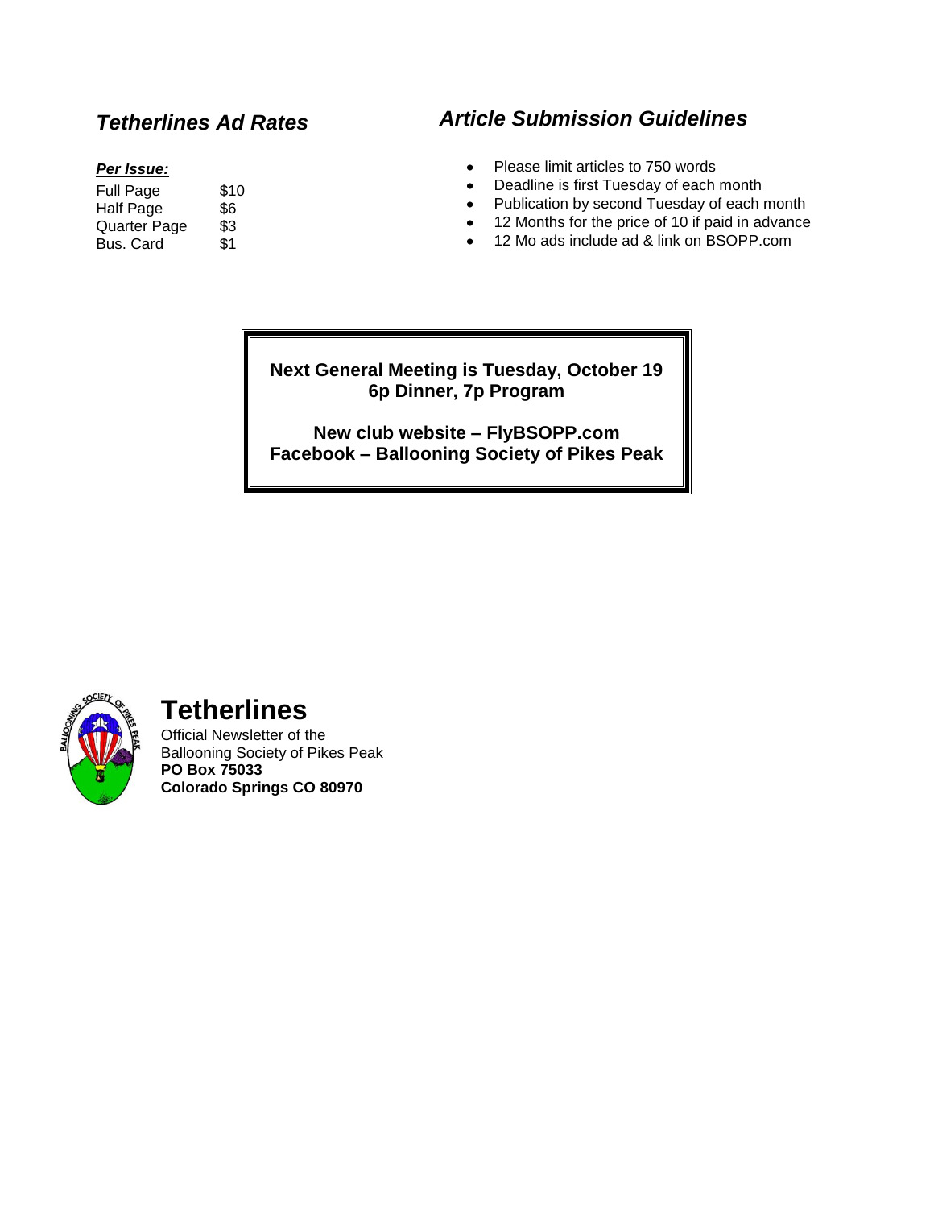## *Tetherlines Ad Rates*

***Per Issue:***

| | |
|---|---|
| Full Page | $10 |
| Half Page | $6 |
| Quarter Page | $3 |
| Bus. Card | $1 |

## *Article Submission Guidelines*

- Please limit articles to 750 words
- Deadline is first Tuesday of each month
- Publication by second Tuesday of each month
- 12 Months for the price of 10 if paid in advance
- 12 Mo ads include ad & link on BSOPP.com

**Next General Meeting is Tuesday, October 19**
**6p Dinner, 7p Program**

**New club website – FlyBSOPP.com**
**Facebook – Ballooning Society of Pikes Peak**

# Tetherlines

Official Newsletter of the
Ballooning Society of Pikes Peak
**PO Box 75033**
**Colorado Springs CO 80970**